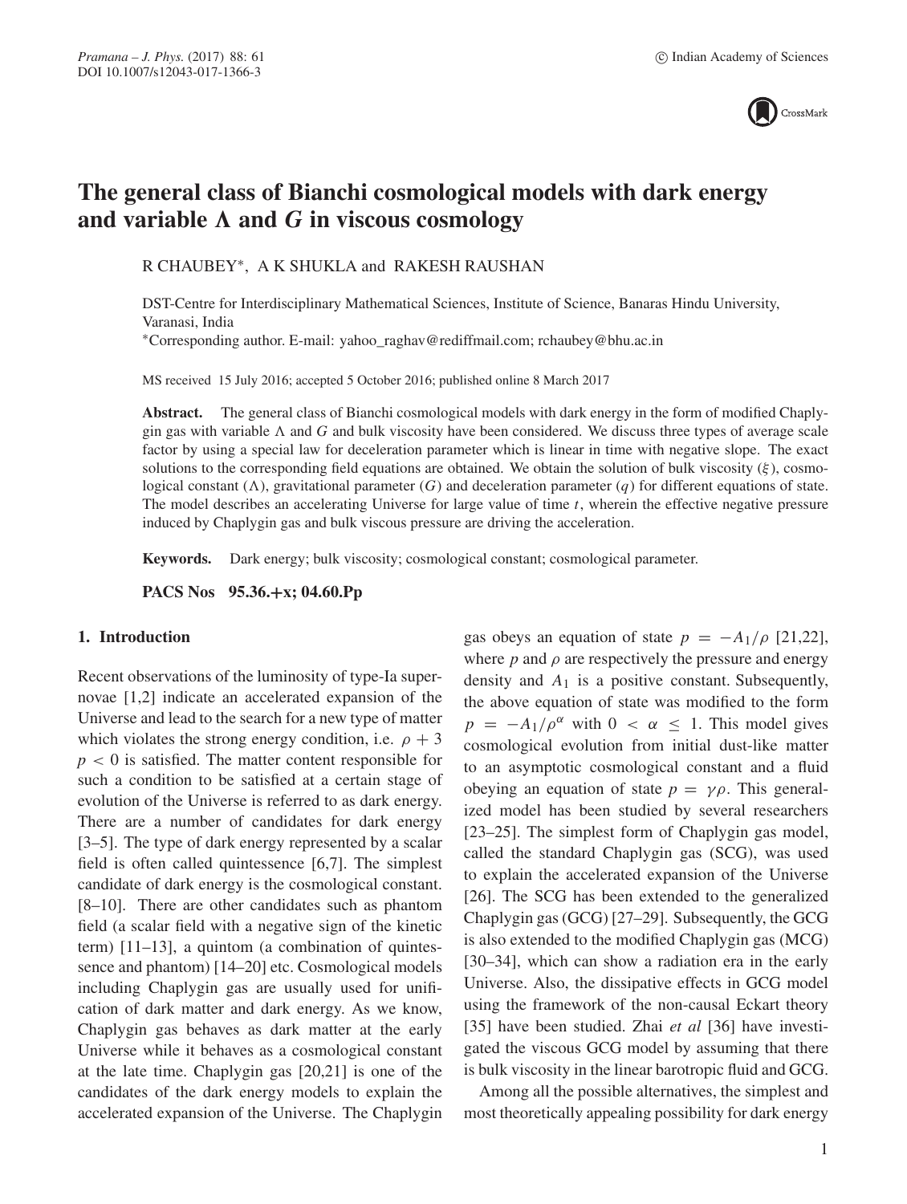# The general class of Bianchi cosmological models with dark energy and variable Λ and G in viscous cosmology

R CHAUBEY*, A K SHUKLA and RAKESH RAUSHAN

DST-Centre for Interdisciplinary Mathematical Sciences, Institute of Science, Banaras Hindu University, Varanasi, India

*Corresponding author. E-mail: yahoo_raghav@rediffmail.com; rchaubey@bhu.ac.in

MS received 15 July 2016; accepted 5 October 2016; published online 8 March 2017

**Abstract.** The general class of Bianchi cosmological models with dark energy in the form of modified Chaplygin gas with variable $\Lambda$ and $G$ and bulk viscosity have been considered. We discuss three types of average scale factor by using a special law for deceleration parameter which is linear in time with negative slope. The exact solutions to the corresponding field equations are obtained. We obtain the solution of bulk viscosity ($\xi$), cosmological constant ($\Lambda$), gravitational parameter ($G$) and deceleration parameter ($q$) for different equations of state. The model describes an accelerating Universe for large value of time $t$, wherein the effective negative pressure induced by Chaplygin gas and bulk viscous pressure are driving the acceleration.

**Keywords.** Dark energy; bulk viscosity; cosmological constant; cosmological parameter.

**PACS Nos** 95.36.+x; 04.60.Pp

## 1. Introduction

Recent observations of the luminosity of type-Ia supernovae [1,2] indicate an accelerated expansion of the Universe and lead to the search for a new type of matter which violates the strong energy condition, i.e. $\rho + 3p < 0$ is satisfied. The matter content responsible for such a condition to be satisfied at a certain stage of evolution of the Universe is referred to as dark energy. There are a number of candidates for dark energy [3–5]. The type of dark energy represented by a scalar field is often called quintessence [6,7]. The simplest candidate of dark energy is the cosmological constant. [8–10]. There are other candidates such as phantom field (a scalar field with a negative sign of the kinetic term) [11–13], a quintom (a combination of quintessence and phantom) [14–20] etc. Cosmological models including Chaplygin gas are usually used for unification of dark matter and dark energy. As we know, Chaplygin gas behaves as dark matter at the early Universe while it behaves as a cosmological constant at the late time. Chaplygin gas [20,21] is one of the candidates of the dark energy models to explain the accelerated expansion of the Universe. The Chaplygin gas obeys an equation of state $p = -A_1/\rho$ [21,22], where $p$ and $\rho$ are respectively the pressure and energy density and $A_1$ is a positive constant. Subsequently, the above equation of state was modified to the form $p = -A_1/\rho^{\alpha}$ with $0 < \alpha \leq 1$. This model gives cosmological evolution from initial dust-like matter to an asymptotic cosmological constant and a fluid obeying an equation of state $p = \gamma\rho$. This generalized model has been studied by several researchers [23–25]. The simplest form of Chaplygin gas model, called the standard Chaplygin gas (SCG), was used to explain the accelerated expansion of the Universe [26]. The SCG has been extended to the generalized Chaplygin gas (GCG) [27–29]. Subsequently, the GCG is also extended to the modified Chaplygin gas (MCG) [30–34], which can show a radiation era in the early Universe. Also, the dissipative effects in GCG model using the framework of the non-causal Eckart theory [35] have been studied. Zhai *et al* [36] have investigated the viscous GCG model by assuming that there is bulk viscosity in the linear barotropic fluid and GCG.

Among all the possible alternatives, the simplest and most theoretically appealing possibility for dark energy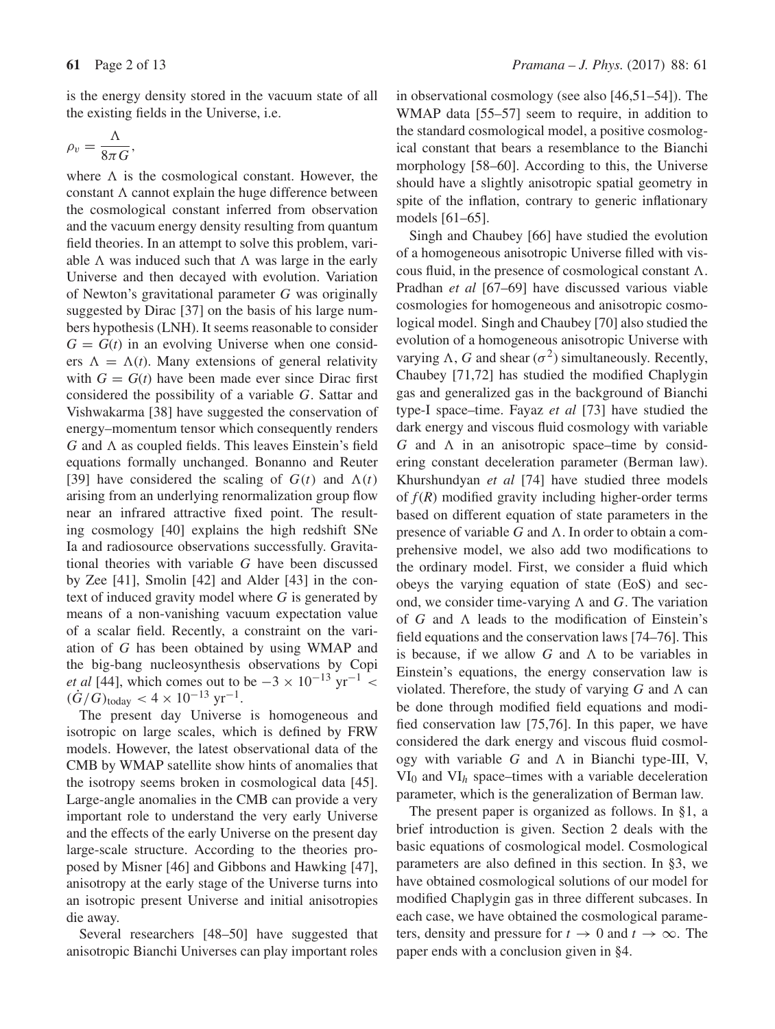is the energy density stored in the vacuum state of all the existing fields in the Universe, i.e.

$$\rho_v = \frac{\Lambda}{8\pi G},$$

where $\Lambda$ is the cosmological constant. However, the constant $\Lambda$ cannot explain the huge difference between the cosmological constant inferred from observation and the vacuum energy density resulting from quantum field theories. In an attempt to solve this problem, variable $\Lambda$ was induced such that $\Lambda$ was large in the early Universe and then decayed with evolution. Variation of Newton's gravitational parameter $G$ was originally suggested by Dirac [37] on the basis of his large numbers hypothesis (LNH). It seems reasonable to consider $G = G(t)$ in an evolving Universe when one considers $\Lambda = \Lambda(t)$. Many extensions of general relativity with $G = G(t)$ have been made ever since Dirac first considered the possibility of a variable $G$. Sattar and Vishwakarma [38] have suggested the conservation of energy–momentum tensor which consequently renders $G$ and $\Lambda$ as coupled fields. This leaves Einstein's field equations formally unchanged. Bonanno and Reuter [39] have considered the scaling of $G(t)$ and $\Lambda(t)$ arising from an underlying renormalization group flow near an infrared attractive fixed point. The resulting cosmology [40] explains the high redshift SNe Ia and radiosource observations successfully. Gravitational theories with variable $G$ have been discussed by Zee [41], Smolin [42] and Alder [43] in the context of induced gravity model where $G$ is generated by means of a non-vanishing vacuum expectation value of a scalar field. Recently, a constraint on the variation of $G$ has been obtained by using WMAP and the big-bang nucleosynthesis observations by Copi *et al* [44], which comes out to be $-3 \times 10^{-13}\ \text{yr}^{-1} < (\dot{G}/G)_{\text{today}} < 4 \times 10^{-13}\ \text{yr}^{-1}$.

The present day Universe is homogeneous and isotropic on large scales, which is defined by FRW models. However, the latest observational data of the CMB by WMAP satellite show hints of anomalies that the isotropy seems broken in cosmological data [45]. Large-angle anomalies in the CMB can provide a very important role to understand the very early Universe and the effects of the early Universe on the present day large-scale structure. According to the theories proposed by Misner [46] and Gibbons and Hawking [47], anisotropy at the early stage of the Universe turns into an isotropic present Universe and initial anisotropies die away.

Several researchers [48–50] have suggested that anisotropic Bianchi Universes can play important roles in observational cosmology (see also [46,51–54]). The WMAP data [55–57] seem to require, in addition to the standard cosmological model, a positive cosmological constant that bears a resemblance to the Bianchi morphology [58–60]. According to this, the Universe should have a slightly anisotropic spatial geometry in spite of the inflation, contrary to generic inflationary models [61–65].

Singh and Chaubey [66] have studied the evolution of a homogeneous anisotropic Universe filled with viscous fluid, in the presence of cosmological constant $\Lambda$. Pradhan *et al* [67–69] have discussed various viable cosmologies for homogeneous and anisotropic cosmological model. Singh and Chaubey [70] also studied the evolution of a homogeneous anisotropic Universe with varying $\Lambda$, $G$ and shear ($\sigma^2$) simultaneously. Recently, Chaubey [71,72] has studied the modified Chaplygin gas and generalized gas in the background of Bianchi type-I space–time. Fayaz *et al* [73] have studied the dark energy and viscous fluid cosmology with variable $G$ and $\Lambda$ in an anisotropic space–time by considering constant deceleration parameter (Berman law). Khurshundyan *et al* [74] have studied three models of $f(R)$ modified gravity including higher-order terms based on different equation of state parameters in the presence of variable $G$ and $\Lambda$. In order to obtain a comprehensive model, we also add two modifications to the ordinary model. First, we consider a fluid which obeys the varying equation of state (EoS) and second, we consider time-varying $\Lambda$ and $G$. The variation of $G$ and $\Lambda$ leads to the modification of Einstein's field equations and the conservation laws [74–76]. This is because, if we allow $G$ and $\Lambda$ to be variables in Einstein's equations, the energy conservation law is violated. Therefore, the study of varying $G$ and $\Lambda$ can be done through modified field equations and modified conservation law [75,76]. In this paper, we have considered the dark energy and viscous fluid cosmology with variable $G$ and $\Lambda$ in Bianchi type-III, V, $\text{VI}_0$ and $\text{VI}_h$ space–times with a variable deceleration parameter, which is the generalization of Berman law.

The present paper is organized as follows. In §1, a brief introduction is given. Section 2 deals with the basic equations of cosmological model. Cosmological parameters are also defined in this section. In §3, we have obtained cosmological solutions of our model for modified Chaplygin gas in three different subcases. In each case, we have obtained the cosmological parameters, density and pressure for $t \to 0$ and $t \to \infty$. The paper ends with a conclusion given in §4.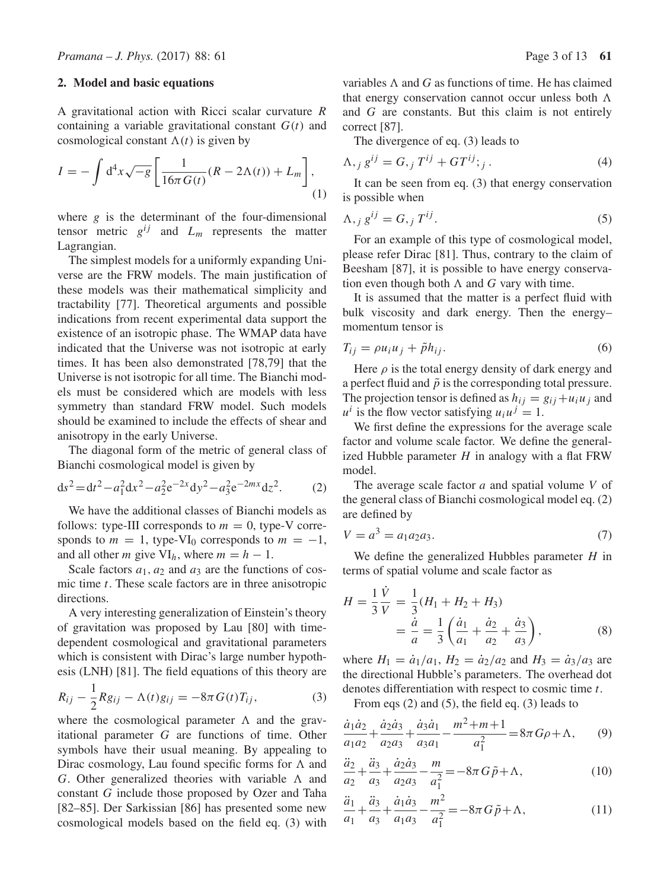## 2. Model and basic equations

A gravitational action with Ricci scalar curvature $R$ containing a variable gravitational constant $G(t)$ and cosmological constant $\Lambda(t)$ is given by

$$I = -\int \mathrm{d}^4x\sqrt{-g}\left[\frac{1}{16\pi G(t)}(R - 2\Lambda(t)) + L_m\right], \tag{1}$$

where $g$ is the determinant of the four-dimensional tensor metric $g^{ij}$ and $L_m$ represents the matter Lagrangian.

The simplest models for a uniformly expanding Universe are the FRW models. The main justification of these models was their mathematical simplicity and tractability [77]. Theoretical arguments and possible indications from recent experimental data support the existence of an isotropic phase. The WMAP data have indicated that the Universe was not isotropic at early times. It has been also demonstrated [78,79] that the Universe is not isotropic for all time. The Bianchi models must be considered which are models with less symmetry than standard FRW model. Such models should be examined to include the effects of shear and anisotropy in the early Universe.

The diagonal form of the metric of general class of Bianchi cosmological model is given by

$$\mathrm{d}s^2 = \mathrm{d}t^2 - a_1^2\mathrm{d}x^2 - a_2^2\mathrm{e}^{-2x}\mathrm{d}y^2 - a_3^2\mathrm{e}^{-2mx}\mathrm{d}z^2. \tag{2}$$

We have the additional classes of Bianchi models as follows: type-III corresponds to $m = 0$, type-V corresponds to $m = 1$, type-$\mathrm{VI}_0$ corresponds to $m = -1$, and all other $m$ give $\mathrm{VI}_h$, where $m = h - 1$.

Scale factors $a_1$, $a_2$ and $a_3$ are the functions of cosmic time $t$. These scale factors are in three anisotropic directions.

A very interesting generalization of Einstein's theory of gravitation was proposed by Lau [80] with time-dependent cosmological and gravitational parameters which is consistent with Dirac's large number hypothesis (LNH) [81]. The field equations of this theory are

$$R_{ij} - \frac{1}{2}Rg_{ij} - \Lambda(t)g_{ij} = -8\pi G(t)T_{ij}, \tag{3}$$

where the cosmological parameter $\Lambda$ and the gravitational parameter $G$ are functions of time. Other symbols have their usual meaning. By appealing to Dirac cosmology, Lau found specific forms for $\Lambda$ and $G$. Other generalized theories with variable $\Lambda$ and constant $G$ include those proposed by Ozer and Taha [82–85]. Der Sarkissian [86] has presented some new cosmological models based on the field eq. (3) with variables $\Lambda$ and $G$ as functions of time. He has claimed that energy conservation cannot occur unless both $\Lambda$ and $G$ are constants. But this claim is not entirely correct [87].

The divergence of eq. (3) leads to

$$\Lambda_{,j}\, g^{ij} = G_{,j}\, T^{ij} + GT^{ij}{}_{;j}\,. \tag{4}$$

It can be seen from eq. (3) that energy conservation is possible when

$$\Lambda_{,j}\, g^{ij} = G_{,j}\, T^{ij}. \tag{5}$$

For an example of this type of cosmological model, please refer Dirac [81]. Thus, contrary to the claim of Beesham [87], it is possible to have energy conservation even though both $\Lambda$ and $G$ vary with time.

It is assumed that the matter is a perfect fluid with bulk viscosity and dark energy. Then the energy–momentum tensor is

$$T_{ij} = \rho u_i u_j + \tilde{p}h_{ij}. \tag{6}$$

Here $\rho$ is the total energy density of dark energy and a perfect fluid and $\tilde{p}$ is the corresponding total pressure. The projection tensor is defined as $h_{ij} = g_{ij} + u_i u_j$ and $u^i$ is the flow vector satisfying $u_i u^j = 1$.

We first define the expressions for the average scale factor and volume scale factor. We define the generalized Hubble parameter $H$ in analogy with a flat FRW model.

The average scale factor $a$ and spatial volume $V$ of the general class of Bianchi cosmological model eq. (2) are defined by

$$V = a^3 = a_1 a_2 a_3. \tag{7}$$

We define the generalized Hubbles parameter $H$ in terms of spatial volume and scale factor as

$$H = \frac{1}{3}\frac{\dot{V}}{V} = \frac{1}{3}(H_1 + H_2 + H_3) = \frac{\dot{a}}{a} = \frac{1}{3}\left(\frac{\dot{a}_1}{a_1} + \frac{\dot{a}_2}{a_2} + \frac{\dot{a}_3}{a_3}\right), \tag{8}$$

where $H_1 = \dot{a}_1/a_1$, $H_2 = \dot{a}_2/a_2$ and $H_3 = \dot{a}_3/a_3$ are the directional Hubble's parameters. The overhead dot denotes differentiation with respect to cosmic time $t$.

From eqs (2) and (5), the field eq. (3) leads to

$$\frac{\dot{a}_1\dot{a}_2}{a_1a_2} + \frac{\dot{a}_2\dot{a}_3}{a_2a_3} + \frac{\dot{a}_3\dot{a}_1}{a_3a_1} - \frac{m^2+m+1}{a_1^2} = 8\pi G\rho + \Lambda, \tag{9}$$

$$\frac{\ddot{a}_2}{a_2} + \frac{\ddot{a}_3}{a_3} + \frac{\dot{a}_2\dot{a}_3}{a_2a_3} - \frac{m}{a_1^2} = -8\pi G\tilde{p} + \Lambda, \tag{10}$$

$$\frac{\ddot{a}_1}{a_1} + \frac{\ddot{a}_3}{a_3} + \frac{\dot{a}_1\dot{a}_3}{a_1a_3} - \frac{m^2}{a_1^2} = -8\pi G\tilde{p} + \Lambda, \tag{11}$$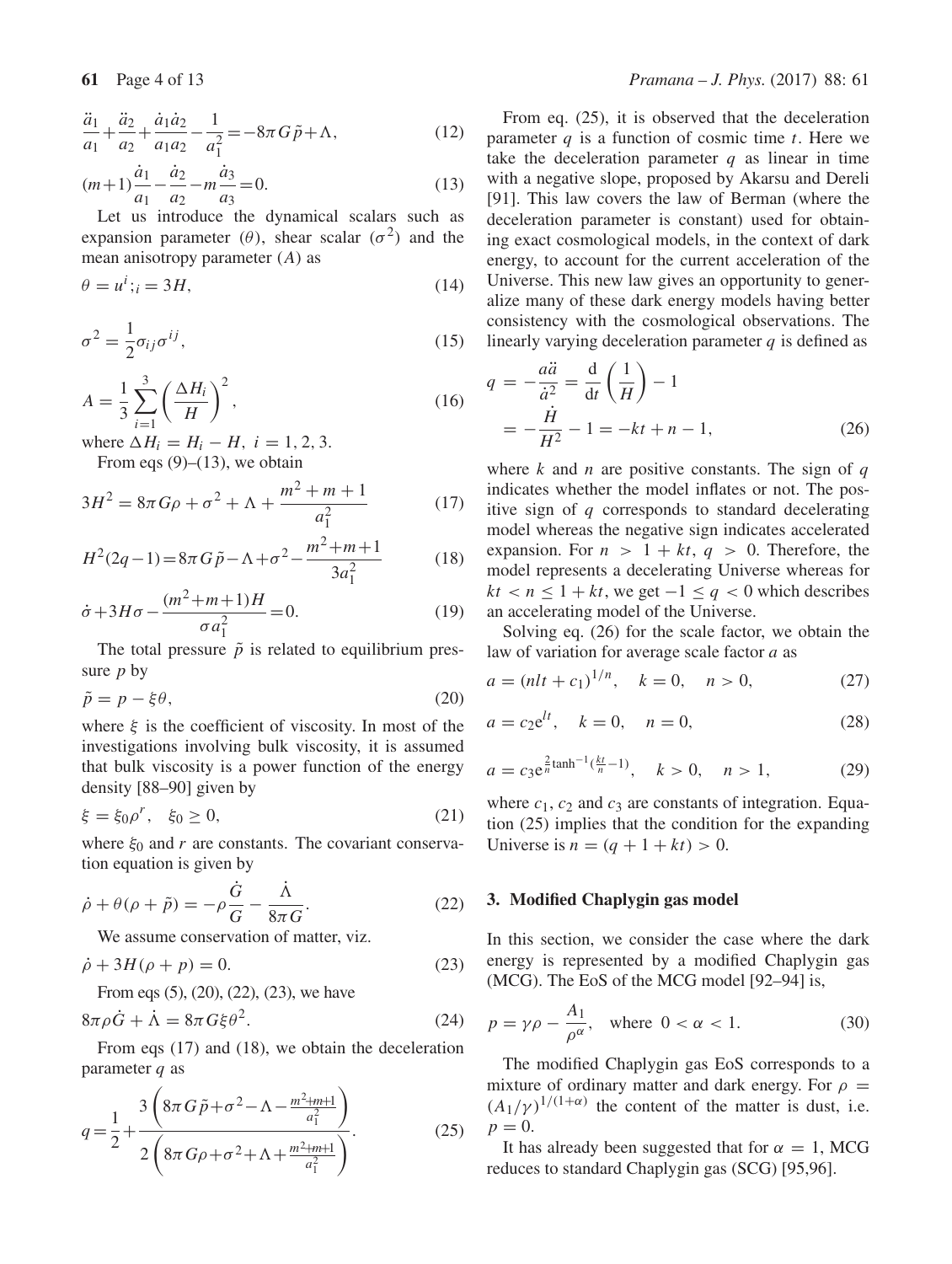$$\frac{\ddot{a}_1}{a_1}+\frac{\ddot{a}_2}{a_2}+\frac{\dot{a}_1\dot{a}_2}{a_1a_2}-\frac{1}{a_1^2}=-8\pi G\tilde{p}+\Lambda, \tag{12}$$

$$(m+1)\frac{\dot{a}_1}{a_1}-\frac{\dot{a}_2}{a_2}-m\frac{\dot{a}_3}{a_3}=0. \tag{13}$$

Let us introduce the dynamical scalars such as expansion parameter ($\theta$), shear scalar ($\sigma^2$) and the mean anisotropy parameter ($A$) as

$$\theta = u^i{}_{;i} = 3H, \tag{14}$$

$$\sigma^2 = \frac{1}{2}\sigma_{ij}\sigma^{ij}, \tag{15}$$

$$A = \frac{1}{3}\sum_{i=1}^{3}\left(\frac{\Delta H_i}{H}\right)^2, \tag{16}$$

where $\Delta H_i = H_i - H,\ i = 1, 2, 3$.

From eqs (9)–(13), we obtain

$$3H^2 = 8\pi G\rho + \sigma^2 + \Lambda + \frac{m^2+m+1}{a_1^2} \tag{17}$$

$$H^2(2q-1)=8\pi G\tilde{p}-\Lambda+\sigma^2-\frac{m^2+m+1}{3a_1^2} \tag{18}$$

$$\dot{\sigma}+3H\sigma-\frac{(m^2+m+1)H}{\sigma a_1^2}=0. \tag{19}$$

The total pressure $\tilde{p}$ is related to equilibrium pressure $p$ by

$$\tilde{p} = p - \xi\theta, \tag{20}$$

where $\xi$ is the coefficient of viscosity. In most of the investigations involving bulk viscosity, it is assumed that bulk viscosity is a power function of the energy density [88–90] given by

$$\xi = \xi_0\rho^r, \quad \xi_0 \geq 0, \tag{21}$$

where $\xi_0$ and $r$ are constants. The covariant conservation equation is given by

$$\dot{\rho}+\theta(\rho+\tilde{p}) = -\rho\frac{\dot{G}}{G}-\frac{\dot{\Lambda}}{8\pi G}. \tag{22}$$

We assume conservation of matter, viz.

$$\dot{\rho}+3H(\rho+p) = 0. \tag{23}$$

From eqs (5), (20), (22), (23), we have

$$8\pi\rho\dot{G}+\dot{\Lambda} = 8\pi G\xi\theta^2. \tag{24}$$

From eqs (17) and (18), we obtain the deceleration parameter $q$ as

$$q=\frac{1}{2}+\frac{3\left(8\pi G\tilde{p}+\sigma^2-\Lambda-\frac{m^2+m+1}{a_1^2}\right)}{2\left(8\pi G\rho+\sigma^2+\Lambda+\frac{m^2+m+1}{a_1^2}\right)}. \tag{25}$$

From eq. (25), it is observed that the deceleration parameter $q$ is a function of cosmic time $t$. Here we take the deceleration parameter $q$ as linear in time with a negative slope, proposed by Akarsu and Dereli [91]. This law covers the law of Berman (where the deceleration parameter is constant) used for obtaining exact cosmological models, in the context of dark energy, to account for the current acceleration of the Universe. This new law gives an opportunity to generalize many of these dark energy models having better consistency with the cosmological observations. The linearly varying deceleration parameter $q$ is defined as

$$\begin{aligned} q &= -\frac{a\ddot{a}}{\dot{a}^2} = \frac{\mathrm{d}}{\mathrm{d}t}\left(\frac{1}{H}\right)-1 \\ &= -\frac{\dot{H}}{H^2}-1 = -kt+n-1, \end{aligned} \tag{26}$$

where $k$ and $n$ are positive constants. The sign of $q$ indicates whether the model inflates or not. The positive sign of $q$ corresponds to standard decelerating model whereas the negative sign indicates accelerated expansion. For $n > 1+kt$, $q > 0$. Therefore, the model represents a decelerating Universe whereas for $kt < n \leq 1+kt$, we get $-1 \leq q < 0$ which describes an accelerating model of the Universe.

Solving eq. (26) for the scale factor, we obtain the law of variation for average scale factor $a$ as

$$a = (nlt+c_1)^{1/n}, \quad k=0, \quad n>0, \tag{27}$$

$$a = c_2\mathrm{e}^{lt}, \quad k=0, \quad n=0, \tag{28}$$

$$a = c_3\mathrm{e}^{\frac{2}{n}\tanh^{-1}\left(\frac{kt}{n}-1\right)}, \quad k>0, \quad n>1, \tag{29}$$

where $c_1$, $c_2$ and $c_3$ are constants of integration. Equation (25) implies that the condition for the expanding Universe is $n = (q+1+kt) > 0$.

## 3. Modified Chaplygin gas model

In this section, we consider the case where the dark energy is represented by a modified Chaplygin gas (MCG). The EoS of the MCG model [92–94] is,

$$p = \gamma\rho - \frac{A_1}{\rho^\alpha}, \quad \text{where } 0<\alpha<1. \tag{30}$$

The modified Chaplygin gas EoS corresponds to a mixture of ordinary matter and dark energy. For $\rho = (A_1/\gamma)^{1/(1+\alpha)}$ the content of the matter is dust, i.e. $p = 0$.

It has already been suggested that for $\alpha = 1$, MCG reduces to standard Chaplygin gas (SCG) [95,96].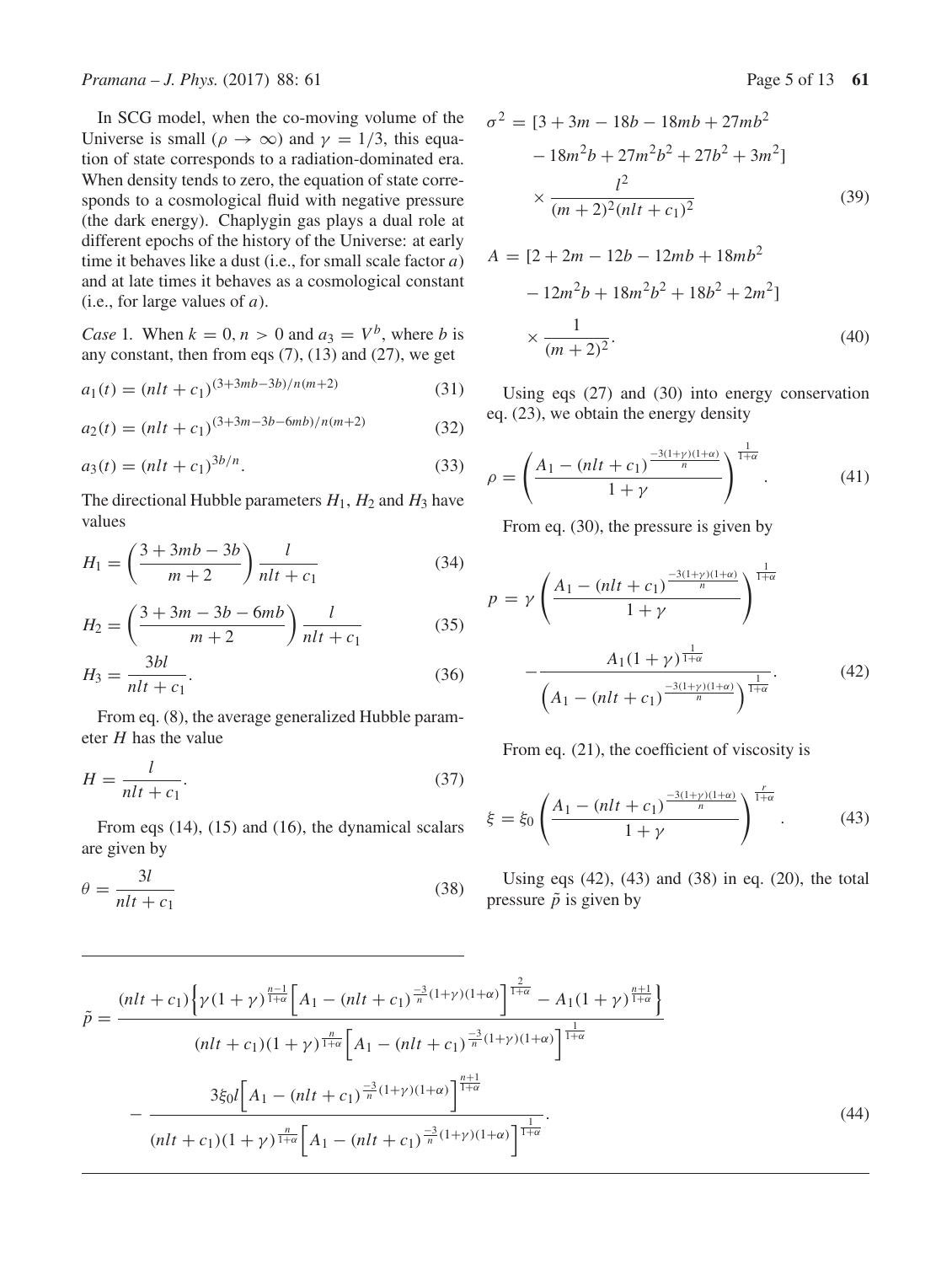In SCG model, when the co-moving volume of the Universe is small ($\rho \to \infty$) and $\gamma = 1/3$, this equation of state corresponds to a radiation-dominated era. When density tends to zero, the equation of state corresponds to a cosmological fluid with negative pressure (the dark energy). Chaplygin gas plays a dual role at different epochs of the history of the Universe: at early time it behaves like a dust (i.e., for small scale factor $a$) and at late times it behaves as a cosmological constant (i.e., for large values of $a$).

*Case* 1. When $k = 0, n > 0$ and $a_3 = V^b$, where $b$ is any constant, then from eqs (7), (13) and (27), we get

$$a_1(t) = (nlt + c_1)^{(3+3mb-3b)/n(m+2)} \tag{31}$$

$$a_2(t) = (nlt + c_1)^{(3+3m-3b-6mb)/n(m+2)} \tag{32}$$

$$a_3(t) = (nlt + c_1)^{3b/n}. \tag{33}$$

The directional Hubble parameters $H_1$, $H_2$ and $H_3$ have values

$$H_1 = \left(\frac{3+3mb-3b}{m+2}\right)\frac{l}{nlt + c_1} \tag{34}$$

$$H_2 = \left(\frac{3+3m-3b-6mb}{m+2}\right)\frac{l}{nlt + c_1} \tag{35}$$

$$H_3 = \frac{3bl}{nlt + c_1}. \tag{36}$$

From eq. (8), the average generalized Hubble parameter $H$ has the value

$$H = \frac{l}{nlt + c_1}. \tag{37}$$

From eqs (14), (15) and (16), the dynamical scalars are given by

$$\theta = \frac{3l}{nlt + c_1} \tag{38}$$

$$\sigma^2 = [3 + 3m - 18b - 18mb + 27mb^2 - 18m^2b + 27m^2b^2 + 27b^2 + 3m^2] \times \frac{l^2}{(m+2)^2(nlt + c_1)^2} \tag{39}$$

$$A = [2 + 2m - 12b - 12mb + 18mb^2 - 12m^2b + 18m^2b^2 + 18b^2 + 2m^2] \times \frac{1}{(m+2)^2}. \tag{40}$$

Using eqs (27) and (30) into energy conservation eq. (23), we obtain the energy density

$$\rho = \left(\frac{A_1 - (nlt + c_1)^{\frac{-3(1+\gamma)(1+\alpha)}{n}}}{1+\gamma}\right)^{\frac{1}{1+\alpha}}. \tag{41}$$

From eq. (30), the pressure is given by

$$p = \gamma\left(\frac{A_1 - (nlt + c_1)^{\frac{-3(1+\gamma)(1+\alpha)}{n}}}{1+\gamma}\right)^{\frac{1}{1+\alpha}} - \frac{A_1(1+\gamma)^{\frac{1}{1+\alpha}}}{\left(A_1 - (nlt + c_1)^{\frac{-3(1+\gamma)(1+\alpha)}{n}}\right)^{\frac{1}{1+\alpha}}}. \tag{42}$$

From eq. (21), the coefficient of viscosity is

$$\xi = \xi_0\left(\frac{A_1 - (nlt + c_1)^{\frac{-3(1+\gamma)(1+\alpha)}{n}}}{1+\gamma}\right)^{\frac{r}{1+\alpha}}. \tag{43}$$

Using eqs (42), (43) and (38) in eq. (20), the total pressure $\tilde{p}$ is given by

$$\tilde{p} = \frac{(nlt + c_1)\left\{\gamma(1+\gamma)^{\frac{n-1}{1+\alpha}}\left[A_1 - (nlt + c_1)^{\frac{-3}{n}(1+\gamma)(1+\alpha)}\right]^{\frac{2}{1+\alpha}} - A_1(1+\gamma)^{\frac{n+1}{1+\alpha}}\right\}}{(nlt + c_1)(1+\gamma)^{\frac{n}{1+\alpha}}\left[A_1 - (nlt + c_1)^{\frac{-3}{n}(1+\gamma)(1+\alpha)}\right]^{\frac{1}{1+\alpha}}} - \frac{3\xi_0 l\left[A_1 - (nlt + c_1)^{\frac{-3}{n}(1+\gamma)(1+\alpha)}\right]^{\frac{n+1}{1+\alpha}}}{(nlt + c_1)(1+\gamma)^{\frac{n}{1+\alpha}}\left[A_1 - (nlt + c_1)^{\frac{-3}{n}(1+\gamma)(1+\alpha)}\right]^{\frac{1}{1+\alpha}}}. \tag{44}$$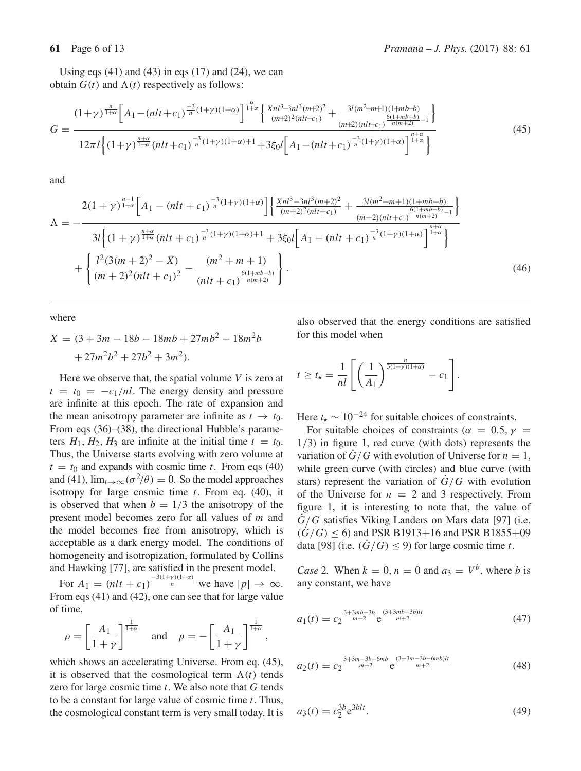Using eqs (41) and (43) in eqs (17) and (24), we can obtain $G(t)$ and $\Lambda(t)$ respectively as follows:

$$G = \frac{(1+\gamma)^{\frac{n}{1+\alpha}}\left[A_1-(nlt+c_1)^{\frac{-3}{n}(1+\gamma)(1+\alpha)}\right]^{\frac{\alpha}{1+\alpha}}\left\{\frac{Xnl^3-3nl^3(m+2)^2}{(m+2)^2(nlt+c_1)}+\frac{3l(m^2+m+1)(1+mb-b)}{(m+2)(nlt+c_1)^{\frac{6(1+mb-b)}{n(m+2)}-1}}\right\}}{12\pi l\left\{(1+\gamma)^{\frac{n+\alpha}{1+\alpha}}(nlt+c_1)^{\frac{-3}{n}(1+\gamma)(1+\alpha)+1}+3\xi_0 l\left[A_1-(nlt+c_1)^{\frac{-3}{n}(1+\gamma)(1+\alpha)}\right]^{\frac{n+\alpha}{1+\alpha}}\right\}} \tag{45}$$

and

$$\Lambda = -\frac{2(1+\gamma)^{\frac{n-1}{1+\alpha}}\left[A_1-(nlt+c_1)^{\frac{-3}{n}(1+\gamma)(1+\alpha)}\right]\left\{\frac{Xnl^3-3nl^3(m+2)^2}{(m+2)^2(nlt+c_1)}+\frac{3l(m^2+m+1)(1+mb-b)}{(m+2)(nlt+c_1)^{\frac{6(1+mb-b)}{n(m+2)}-1}}\right\}}{3l\left\{(1+\gamma)^{\frac{n+\alpha}{1+\alpha}}(nlt+c_1)^{\frac{-3}{n}(1+\gamma)(1+\alpha)+1}+3\xi_0 l\left[A_1-(nlt+c_1)^{\frac{-3}{n}(1+\gamma)(1+\alpha)}\right]^{\frac{n+\alpha}{1+\alpha}}\right\}}$$
$$+\left\{\frac{l^2(3(m+2)^2-X)}{(m+2)^2(nlt+c_1)^2}-\frac{(m^2+m+1)}{(nlt+c_1)^{\frac{6(1+mb-b)}{n(m+2)}}}\right\}. \tag{46}$$

where

$$X = (3+3m-18b-18mb+27mb^2-18m^2b + 27m^2b^2+27b^2+3m^2).$$

Here we observe that, the spatial volume $V$ is zero at $t = t_0 = -c_1/nl$. The energy density and pressure are infinite at this epoch. The rate of expansion and the mean anisotropy parameter are infinite as $t \to t_0$. From eqs (36)–(38), the directional Hubble's parameters $H_1$, $H_2$, $H_3$ are infinite at the initial time $t = t_0$. Thus, the Universe starts evolving with zero volume at $t = t_0$ and expands with cosmic time $t$. From eqs (40) and (41), $\lim_{t\to\infty}(\sigma^2/\theta) = 0$. So the model approaches isotropy for large cosmic time $t$. From eq. (40), it is observed that when $b = 1/3$ the anisotropy of the present model becomes zero for all values of $m$ and the model becomes free from anisotropy, which is acceptable as a dark energy model. The conditions of homogeneity and isotropization, formulated by Collins and Hawking [77], are satisfied in the present model.

For $A_1 = (nlt+c_1)^{\frac{-3(1+\gamma)(1+\alpha)}{n}}$ we have $|p| \to \infty$. From eqs (41) and (42), one can see that for large value of time,

$$\rho = \left[\frac{A_1}{1+\gamma}\right]^{\frac{1}{1+\alpha}} \quad \text{and} \quad p = -\left[\frac{A_1}{1+\gamma}\right]^{\frac{1}{1+\alpha}},$$

which shows an accelerating Universe. From eq. (45), it is observed that the cosmological term $\Lambda(t)$ tends zero for large cosmic time $t$. We also note that $G$ tends to be a constant for large value of cosmic time $t$. Thus, the cosmological constant term is very small today. It is also observed that the energy conditions are satisfied for this model when

$$t \geq t_\star = \frac{1}{nl}\left[\left(\frac{1}{A_1}\right)^{\frac{n}{3(1+\gamma)(1+\alpha)}} - c_1\right].$$

Here $t_\star \sim 10^{-24}$ for suitable choices of constraints.

For suitable choices of constraints ($\alpha = 0.5, \gamma = 1/3$) in figure 1, red curve (with dots) represents the variation of $\dot{G}/G$ with evolution of Universe for $n = 1$, while green curve (with circles) and blue curve (with stars) represent the variation of $\dot{G}/G$ with evolution of the Universe for $n = 2$ and 3 respectively. From figure 1, it is interesting to note that, the value of $\dot{G}/G$ satisfies Viking Landers on Mars data [97] (i.e. $(\dot{G}/G) \leq 6$) and PSR B1913+16 and PSR B1855+09 data [98] (i.e. $(\dot{G}/G) \leq 9$) for large cosmic time $t$.

*Case* 2. When $k = 0$, $n = 0$ and $a_3 = V^b$, where $b$ is any constant, we have

$$a_1(t) = c_2^{\frac{3+3mb-3b}{m+2}} \mathrm{e}^{\frac{(3+3mb-3b)lt}{m+2}} \tag{47}$$

$$a_2(t) = c_2^{\frac{3+3m-3b-6mb}{m+2}} \mathrm{e}^{\frac{(3+3m-3b-6mb)lt}{m+2}} \tag{48}$$

$$a_3(t) = c_2^{3b} \mathrm{e}^{3blt}. \tag{49}$$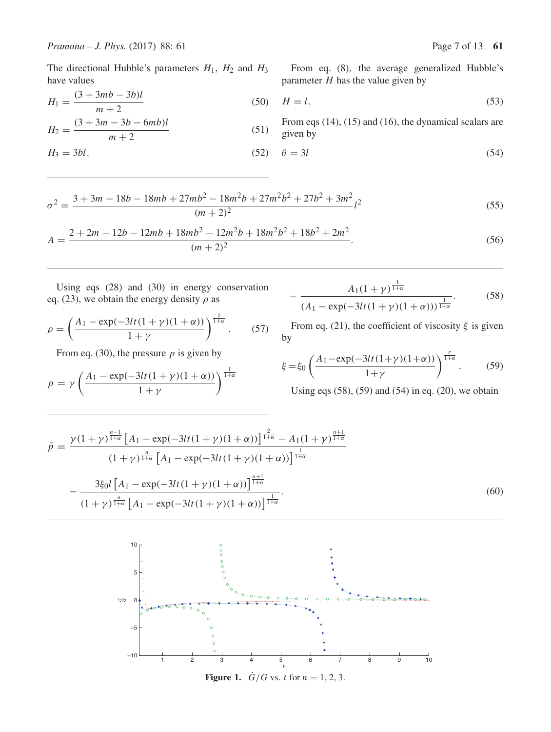The directional Hubble's parameters $H_1$, $H_2$ and $H_3$ have values

$$H_1 = \frac{(3+3mb-3b)l}{m+2} \tag{50}$$

$$H_2 = \frac{(3+3m-3b-6mb)l}{m+2} \tag{51}$$

$$H_3 = 3bl. \tag{52}$$

From eq. (8), the average generalized Hubble's parameter $H$ has the value given by

$$H = l. \tag{53}$$

From eqs (14), (15) and (16), the dynamical scalars are given by

$$\theta = 3l \tag{54}$$

$$\sigma^2 = \frac{3+3m-18b-18mb+27mb^2-18m^2b+27m^2b^2+27b^2+3m^2}{(m+2)^2}l^2 \tag{55}$$

$$A = \frac{2+2m-12b-12mb+18mb^2-12m^2b+18m^2b^2+18b^2+2m^2}{(m+2)^2}. \tag{56}$$

Using eqs (28) and (30) in energy conservation eq. (23), we obtain the energy density $\rho$ as

$$\rho = \left(\frac{A_1 - \exp(-3lt(1+\gamma)(1+\alpha))}{1+\gamma}\right)^{\frac{1}{1+\alpha}}. \tag{57}$$

From eq. (30), the pressure $p$ is given by

$$p = \gamma\left(\frac{A_1 - \exp(-3lt(1+\gamma)(1+\alpha))}{1+\gamma}\right)^{\frac{1}{1+\alpha}} - \frac{A_1(1+\gamma)^{\frac{1}{1+\alpha}}}{(A_1 - \exp(-3lt(1+\gamma)(1+\alpha)))^{\frac{1}{1+\alpha}}}. \tag{58}$$

From eq. (21), the coefficient of viscosity $\xi$ is given by

$$\xi = \xi_0\left(\frac{A_1 - \exp(-3lt(1+\gamma)(1+\alpha))}{1+\gamma}\right)^{\frac{r}{1+\alpha}}. \tag{59}$$

Using eqs (58), (59) and (54) in eq. (20), we obtain

$$\tilde{p} = \frac{\gamma(1+\gamma)^{\frac{n-1}{1+\alpha}}\left[A_1 - \exp(-3lt(1+\gamma)(1+\alpha))\right]^{\frac{2}{1+\alpha}} - A_1(1+\gamma)^{\frac{n+1}{1+\alpha}}}{(1+\gamma)^{\frac{n}{1+\alpha}}\left[A_1 - \exp(-3lt(1+\gamma)(1+\alpha))\right]^{\frac{1}{1+\alpha}}} - \frac{3\xi_0 l\left[A_1 - \exp(-3lt(1+\gamma)(1+\alpha))\right]^{\frac{n+1}{1+\alpha}}}{(1+\gamma)^{\frac{n}{1+\alpha}}\left[A_1 - \exp(-3lt(1+\gamma)(1+\alpha))\right]^{\frac{1}{1+\alpha}}}. \tag{60}$$

10
5
0
−5
−10
$\dot{G}/G$
1 2 3 4 5 6 7 8 9 10
$t$

**Figure 1.** $\dot{G}/G$ vs. $t$ for $n = 1, 2, 3$.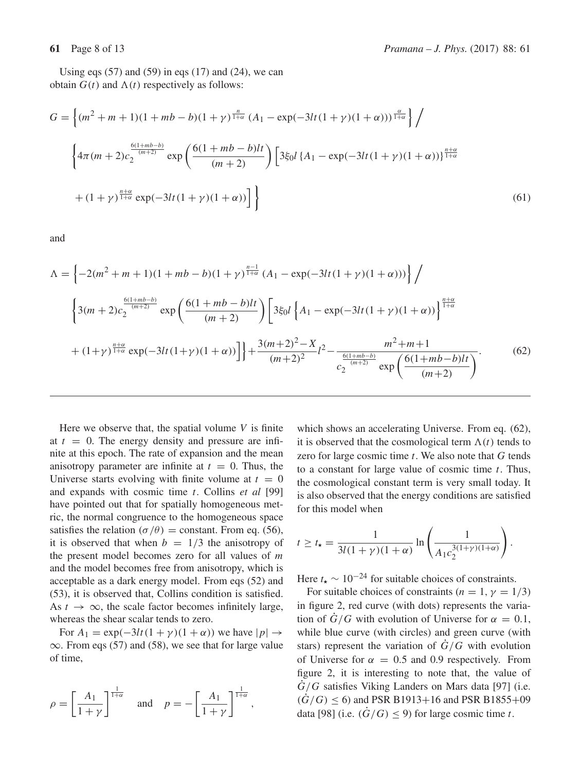Using eqs (57) and (59) in eqs (17) and (24), we can obtain $G(t)$ and $\Lambda(t)$ respectively as follows:

$$G = \left\{(m^2+m+1)(1+mb-b)(1+\gamma)^{\frac{n}{1+\alpha}}\left(A_1 - \exp(-3lt(1+\gamma)(1+\alpha))\right)^{\frac{\alpha}{1+\alpha}}\right\} \Bigg/ \left\{4\pi(m+2)c_2^{\frac{6(1+mb-b)}{(m+2)}} \exp\left(\frac{6(1+mb-b)lt}{(m+2)}\right)\left[3\xi_0 l\left\{A_1 - \exp(-3lt(1+\gamma)(1+\alpha))\right\}^{\frac{n+\alpha}{1+\alpha}} + (1+\gamma)^{\frac{n+\alpha}{1+\alpha}}\exp(-3lt(1+\gamma)(1+\alpha))\right]\right\} \tag{61}$$

and

$$\Lambda = \left\{-2(m^2+m+1)(1+mb-b)(1+\gamma)^{\frac{n-1}{1+\alpha}}\left(A_1 - \exp(-3lt(1+\gamma)(1+\alpha))\right)\right\} \Bigg/ \left\{3(m+2)c_2^{\frac{6(1+mb-b)}{(m+2)}} \exp\left(\frac{6(1+mb-b)lt}{(m+2)}\right)\left[3\xi_0 l\left\{A_1 - \exp(-3lt(1+\gamma)(1+\alpha))\right\}^{\frac{n+\alpha}{1+\alpha}} + (1+\gamma)^{\frac{n+\alpha}{1+\alpha}}\exp(-3lt(1+\gamma)(1+\alpha))\right]\right\} + \frac{3(m+2)^2 - X}{(m+2)^2}l^2 - \frac{m^2+m+1}{c_2^{\frac{6(1+mb-b)}{(m+2)}}\exp\left(\frac{6(1+mb-b)lt}{(m+2)}\right)}. \tag{62}$$

Here we observe that, the spatial volume $V$ is finite at $t = 0$. The energy density and pressure are infinite at this epoch. The rate of expansion and the mean anisotropy parameter are infinite at $t = 0$. Thus, the Universe starts evolving with finite volume at $t = 0$ and expands with cosmic time $t$. Collins *et al* [99] have pointed out that for spatially homogeneous metric, the normal congruence to the homogeneous space satisfies the relation $(\sigma/\theta) =$ constant. From eq. (56), it is observed that when $b = 1/3$ the anisotropy of the present model becomes zero for all values of $m$ and the model becomes free from anisotropy, which is acceptable as a dark energy model. From eqs (52) and (53), it is observed that, Collins condition is satisfied. As $t \to \infty$, the scale factor becomes infinitely large, whereas the shear scalar tends to zero.

For $A_1 = \exp(-3lt(1+\gamma)(1+\alpha))$ we have $|p| \to \infty$. From eqs (57) and (58), we see that for large value of time,

$$\rho = \left[\frac{A_1}{1+\gamma}\right]^{\frac{1}{1+\alpha}} \quad \text{and} \quad p = -\left[\frac{A_1}{1+\gamma}\right]^{\frac{1}{1+\alpha}},$$

which shows an accelerating Universe. From eq. (62), it is observed that the cosmological term $\Lambda(t)$ tends to zero for large cosmic time $t$. We also note that $G$ tends to a constant for large value of cosmic time $t$. Thus, the cosmological constant term is very small today. It is also observed that the energy conditions are satisfied for this model when

$$t \geq t_\star = \frac{1}{3l(1+\gamma)(1+\alpha)} \ln\left(\frac{1}{A_1 c_2^{3(1+\gamma)(1+\alpha)}}\right).$$

Here $t_\star \sim 10^{-24}$ for suitable choices of constraints.

For suitable choices of constraints ($n = 1$, $\gamma = 1/3$) in figure 2, red curve (with dots) represents the variation of $\dot{G}/G$ with evolution of Universe for $\alpha = 0.1$, while blue curve (with circles) and green curve (with stars) represent the variation of $\dot{G}/G$ with evolution of Universe for $\alpha = 0.5$ and 0.9 respectively. From figure 2, it is interesting to note that, the value of $\dot{G}/G$ satisfies Viking Landers on Mars data [97] (i.e. $(\dot{G}/G) \leq 6$) and PSR B1913+16 and PSR B1855+09 data [98] (i.e. $(\dot{G}/G) \leq 9$) for large cosmic time $t$.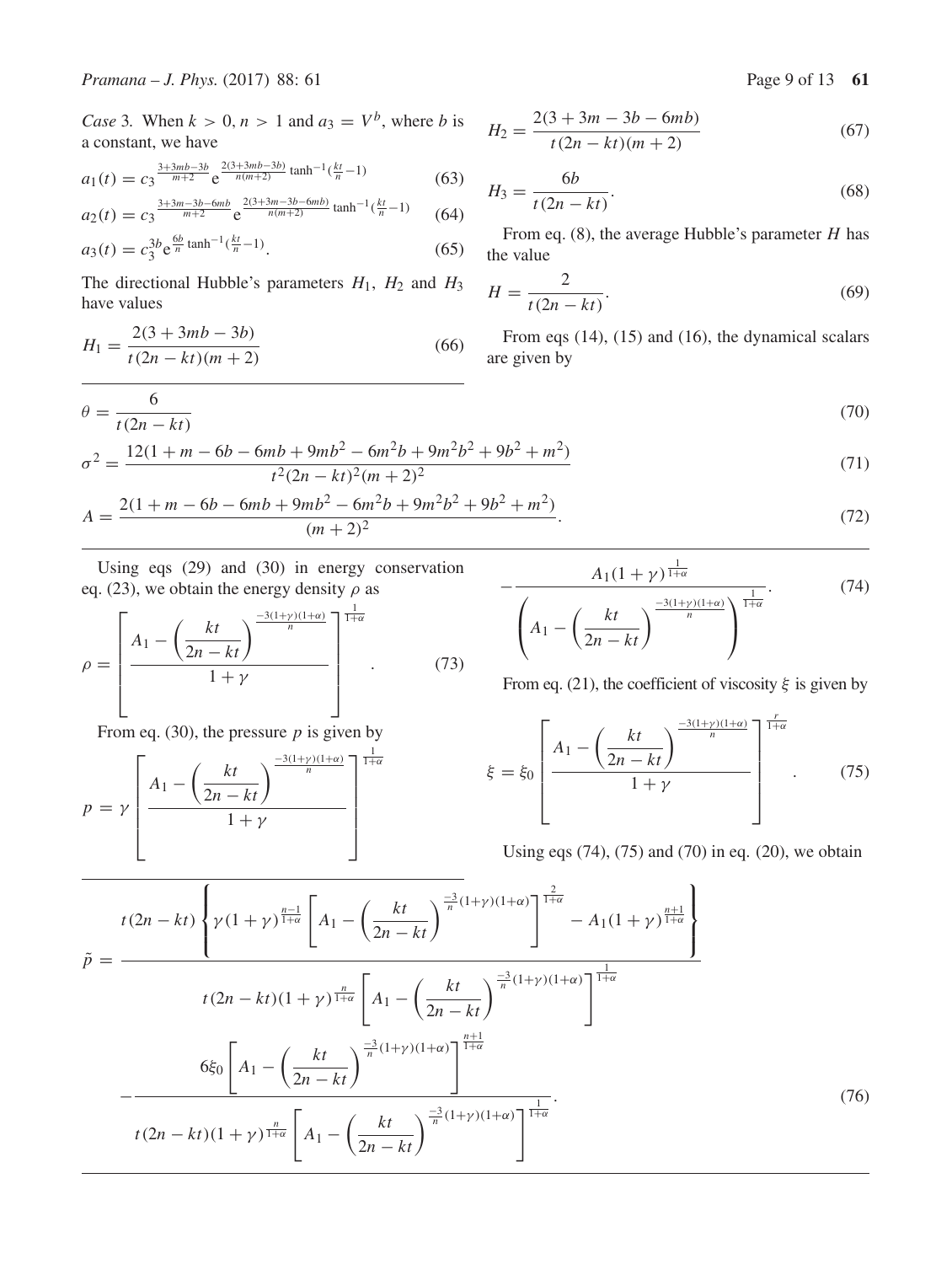*Case* 3. When $k > 0, n > 1$ and $a_3 = V^b$, where $b$ is a constant, we have

$$a_1(t) = c_3^{\frac{3+3mb-3b}{m+2}} \mathrm{e}^{\frac{2(3+3mb-3b)}{n(m+2)} \tanh^{-1}(\frac{kt}{n}-1)} \tag{63}$$

$$a_2(t) = c_3^{\frac{3+3m-3b-6mb}{m+2}} \mathrm{e}^{\frac{2(3+3m-3b-6mb)}{n(m+2)} \tanh^{-1}(\frac{kt}{n}-1)} \tag{64}$$

$$a_3(t) = c_3^{3b} \mathrm{e}^{\frac{6b}{n} \tanh^{-1}(\frac{kt}{n}-1)}. \tag{65}$$

The directional Hubble's parameters $H_1$, $H_2$ and $H_3$ have values

$$H_1 = \frac{2(3+3mb-3b)}{t(2n-kt)(m+2)} \tag{66}$$

$$H_2 = \frac{2(3+3m-3b-6mb)}{t(2n-kt)(m+2)} \tag{67}$$

$$H_3 = \frac{6b}{t(2n-kt)}. \tag{68}$$

From eq. (8), the average Hubble's parameter $H$ has the value

$$H = \frac{2}{t(2n-kt)}. \tag{69}$$

From eqs (14), (15) and (16), the dynamical scalars are given by

$$\theta = \frac{6}{t(2n-kt)} \tag{70}$$

$$\sigma^2 = \frac{12(1+m-6b-6mb+9mb^2-6m^2b+9m^2b^2+9b^2+m^2)}{t^2(2n-kt)^2(m+2)^2} \tag{71}$$

$$A = \frac{2(1+m-6b-6mb+9mb^2-6m^2b+9m^2b^2+9b^2+m^2)}{(m+2)^2}. \tag{72}$$

Using eqs (29) and (30) in energy conservation eq. (23), we obtain the energy density $\rho$ as

$$\rho = \left[\frac{A_1 - \left(\frac{kt}{2n-kt}\right)^{\frac{-3(1+\gamma)(1+\alpha)}{n}}}{1+\gamma}\right]^{\frac{1}{1+\alpha}}. \tag{73}$$

From eq. (30), the pressure $p$ is given by

$$p = \gamma \left[\frac{A_1 - \left(\frac{kt}{2n-kt}\right)^{\frac{-3(1+\gamma)(1+\alpha)}{n}}}{1+\gamma}\right]^{\frac{1}{1+\alpha}} - \frac{A_1(1+\gamma)^{\frac{1}{1+\alpha}}}{\left(A_1 - \left(\frac{kt}{2n-kt}\right)^{\frac{-3(1+\gamma)(1+\alpha)}{n}}\right)^{\frac{1}{1+\alpha}}}. \tag{74}$$

From eq. (21), the coefficient of viscosity $\xi$ is given by

$$\xi = \xi_0 \left[\frac{A_1 - \left(\frac{kt}{2n-kt}\right)^{\frac{-3(1+\gamma)(1+\alpha)}{n}}}{1+\gamma}\right]^{\frac{r}{1+\alpha}}. \tag{75}$$

Using eqs (74), (75) and (70) in eq. (20), we obtain

$$\tilde{p} = \frac{t(2n-kt)\left\{\gamma(1+\gamma)^{\frac{n-1}{1+\alpha}}\left[A_1 - \left(\frac{kt}{2n-kt}\right)^{\frac{-3}{n}(1+\gamma)(1+\alpha)}\right]^{\frac{2}{1+\alpha}} - A_1(1+\gamma)^{\frac{n+1}{1+\alpha}}\right\}}{t(2n-kt)(1+\gamma)^{\frac{n}{1+\alpha}}\left[A_1 - \left(\frac{kt}{2n-kt}\right)^{\frac{-3}{n}(1+\gamma)(1+\alpha)}\right]^{\frac{1}{1+\alpha}}} - \frac{6\xi_0\left[A_1 - \left(\frac{kt}{2n-kt}\right)^{\frac{-3}{n}(1+\gamma)(1+\alpha)}\right]^{\frac{n+1}{1+\alpha}}}{t(2n-kt)(1+\gamma)^{\frac{n}{1+\alpha}}\left[A_1 - \left(\frac{kt}{2n-kt}\right)^{\frac{-3}{n}(1+\gamma)(1+\alpha)}\right]^{\frac{1}{1+\alpha}}}. \tag{76}$$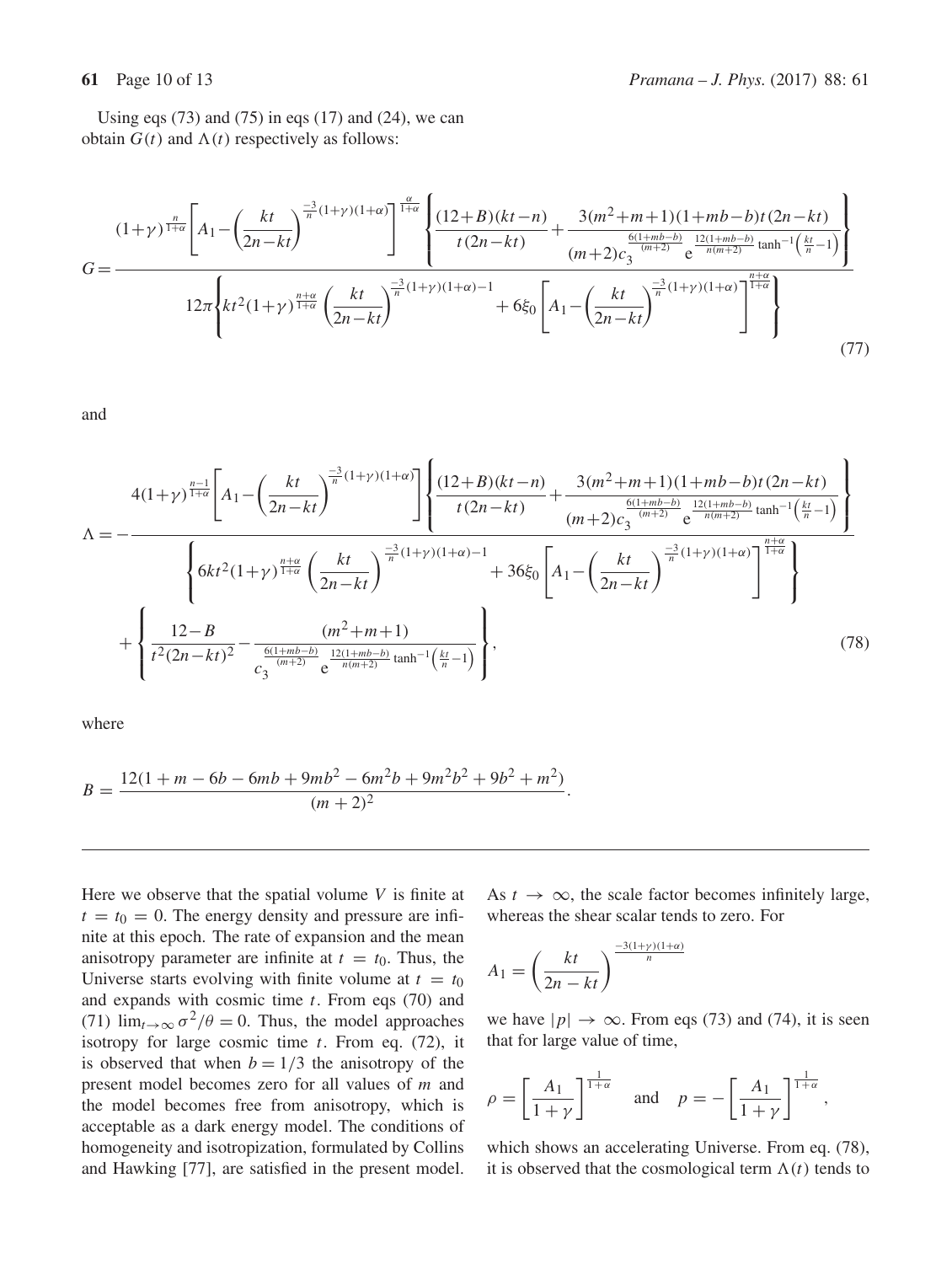Using eqs (73) and (75) in eqs (17) and (24), we can obtain $G(t)$ and $\Lambda(t)$ respectively as follows:

$$G=\frac{(1+\gamma)^{\frac{n}{1+\alpha}}\left[A_1-\left(\frac{kt}{2n-kt}\right)^{\frac{-3}{n}(1+\gamma)(1+\alpha)}\right]^{\frac{\alpha}{1+\alpha}}\left\{\frac{(12+B)(kt-n)}{t(2n-kt)}+\frac{3(m^2+m+1)(1+mb-b)t(2n-kt)}{(m+2)c_3^{\frac{6(1+mb-b)}{(m+2)}}\mathrm{e}^{\frac{12(1+mb-b)}{n(m+2)}\tanh^{-1}\left(\frac{kt}{n}-1\right)}}\right\}}{12\pi\left\{kt^2(1+\gamma)^{\frac{n+\alpha}{1+\alpha}}\left(\frac{kt}{2n-kt}\right)^{\frac{-3}{n}(1+\gamma)(1+\alpha)-1}+6\xi_0\left[A_1-\left(\frac{kt}{2n-kt}\right)^{\frac{-3}{n}(1+\gamma)(1+\alpha)}\right]^{\frac{n+\alpha}{1+\alpha}}\right\}} \tag{77}$$

and

$$\Lambda=-\frac{4(1+\gamma)^{\frac{n-1}{1+\alpha}}\left[A_1-\left(\frac{kt}{2n-kt}\right)^{\frac{-3}{n}(1+\gamma)(1+\alpha)}\right]\left\{\frac{(12+B)(kt-n)}{t(2n-kt)}+\frac{3(m^2+m+1)(1+mb-b)t(2n-kt)}{(m+2)c_3^{\frac{6(1+mb-b)}{(m+2)}}\mathrm{e}^{\frac{12(1+mb-b)}{n(m+2)}\tanh^{-1}\left(\frac{kt}{n}-1\right)}}\right\}}{\left\{6kt^2(1+\gamma)^{\frac{n+\alpha}{1+\alpha}}\left(\frac{kt}{2n-kt}\right)^{\frac{-3}{n}(1+\gamma)(1+\alpha)-1}+36\xi_0\left[A_1-\left(\frac{kt}{2n-kt}\right)^{\frac{-3}{n}(1+\gamma)(1+\alpha)}\right]^{\frac{n+\alpha}{1+\alpha}}\right\}}$$
$$+\left\{\frac{12-B}{t^2(2n-kt)^2}-\frac{(m^2+m+1)}{c_3^{\frac{6(1+mb-b)}{(m+2)}}\mathrm{e}^{\frac{12(1+mb-b)}{n(m+2)}\tanh^{-1}\left(\frac{kt}{n}-1\right)}}\right\}, \tag{78}$$

where

$$B=\frac{12(1+m-6b-6mb+9mb^2-6m^2b+9m^2b^2+9b^2+m^2)}{(m+2)^2}.$$

Here we observe that the spatial volume $V$ is finite at $t=t_0=0$. The energy density and pressure are infinite at this epoch. The rate of expansion and the mean anisotropy parameter are infinite at $t=t_0$. Thus, the Universe starts evolving with finite volume at $t=t_0$ and expands with cosmic time $t$. From eqs (70) and (71) $\lim_{t\to\infty}\sigma^2/\theta=0$. Thus, the model approaches isotropy for large cosmic time $t$. From eq. (72), it is observed that when $b=1/3$ the anisotropy of the present model becomes zero for all values of $m$ and the model becomes free from anisotropy, which is acceptable as a dark energy model. The conditions of homogeneity and isotropization, formulated by Collins and Hawking [77], are satisfied in the present model.

As $t\to\infty$, the scale factor becomes infinitely large, whereas the shear scalar tends to zero. For

$$A_1=\left(\frac{kt}{2n-kt}\right)^{\frac{-3(1+\gamma)(1+\alpha)}{n}}$$

we have $|p|\to\infty$. From eqs (73) and (74), it is seen that for large value of time,

$$\rho=\left[\frac{A_1}{1+\gamma}\right]^{\frac{1}{1+\alpha}}\quad\text{and}\quad p=-\left[\frac{A_1}{1+\gamma}\right]^{\frac{1}{1+\alpha}},$$

which shows an accelerating Universe. From eq. (78), it is observed that the cosmological term $\Lambda(t)$ tends to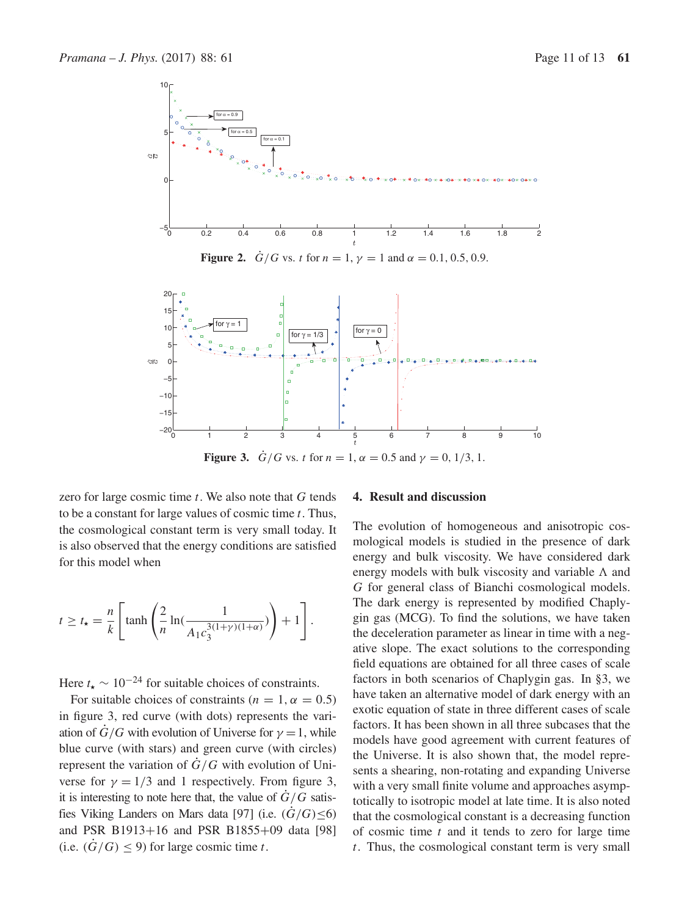10

5

0

−5

0 0.2 0.4 0.6 0.8 1 1.2 1.4 1.6 1.8 2

$t$

$\frac{\dot{G}}{G}$

for α = 0.9

for α = 0.5

for α = 0.1

**Figure 2.** $\dot{G}/G$ vs. $t$ for $n = 1$, $\gamma = 1$ and $\alpha = 0.1, 0.5, 0.9$.

20

15

10

5

0

−5

−10

−15

−20

0 1 2 3 4 5 6 7 8 9 10

$t$

$\frac{\dot{G}}{G}$

for γ = 1

for γ = 1/3

for γ = 0

**Figure 3.** $\dot{G}/G$ vs. $t$ for $n = 1$, $\alpha = 0.5$ and $\gamma = 0, 1/3, 1$.

zero for large cosmic time $t$. We also note that $G$ tends to be a constant for large values of cosmic time $t$. Thus, the cosmological constant term is very small today. It is also observed that the energy conditions are satisfied for this model when

$$t \geq t_\star = \frac{n}{k}\left[\tanh\left(\frac{2}{n}\ln\left(\frac{1}{A_1 c_3^{3(1+\gamma)(1+\alpha)}}\right)\right) + 1\right].$$

Here $t_\star \sim 10^{-24}$ for suitable choices of constraints.

For suitable choices of constraints ($n = 1, \alpha = 0.5$) in figure 3, red curve (with dots) represents the variation of $\dot{G}/G$ with evolution of Universe for $\gamma = 1$, while blue curve (with stars) and green curve (with circles) represent the variation of $\dot{G}/G$ with evolution of Universe for $\gamma = 1/3$ and 1 respectively. From figure 3, it is interesting to note here that, the value of $\dot{G}/G$ satisfies Viking Landers on Mars data [97] (i.e. $(\dot{G}/G) \leq 6$) and PSR B1913+16 and PSR B1855+09 data [98] (i.e. $(\dot{G}/G) \leq 9$) for large cosmic time $t$.

## 4. Result and discussion

The evolution of homogeneous and anisotropic cosmological models is studied in the presence of dark energy and bulk viscosity. We have considered dark energy models with bulk viscosity and variable $\Lambda$ and $G$ for general class of Bianchi cosmological models. The dark energy is represented by modified Chaplygin gas (MCG). To find the solutions, we have taken the deceleration parameter as linear in time with a negative slope. The exact solutions to the corresponding field equations are obtained for all three cases of scale factors in both scenarios of Chaplygin gas. In §3, we have taken an alternative model of dark energy with an exotic equation of state in three different cases of scale factors. It has been shown in all three subcases that the models have good agreement with current features of the Universe. It is also shown that, the model represents a shearing, non-rotating and expanding Universe with a very small finite volume and approaches asymptotically to isotropic model at late time. It is also noted that the cosmological constant is a decreasing function of cosmic time $t$ and it tends to zero for large time $t$. Thus, the cosmological constant term is very small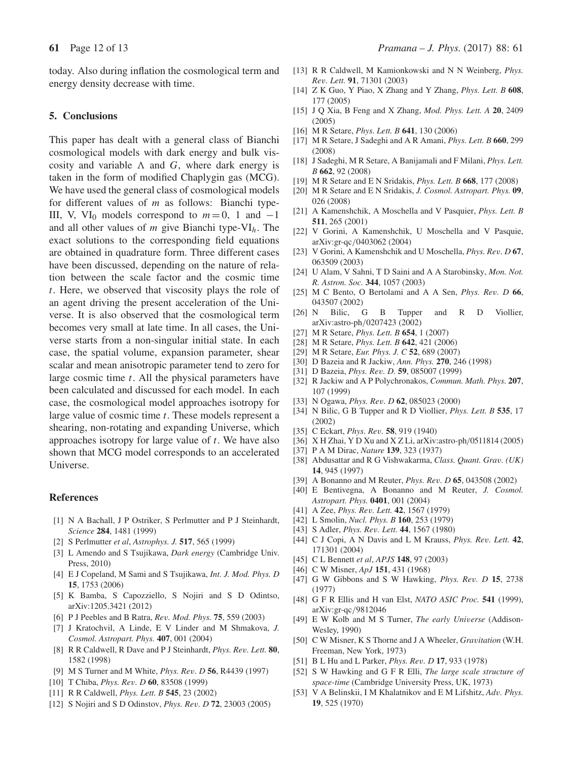today. Also during inflation the cosmological term and energy density decrease with time.

## 5. Conclusions

This paper has dealt with a general class of Bianchi cosmological models with dark energy and bulk viscosity and variable $\Lambda$ and $G$, where dark energy is taken in the form of modified Chaplygin gas (MCG). We have used the general class of cosmological models for different values of $m$ as follows: Bianchi type-III, V, $VI_0$ models correspond to $m = 0$, 1 and $-1$ and all other values of $m$ give Bianchi type-$VI_h$. The exact solutions to the corresponding field equations are obtained in quadrature form. Three different cases have been discussed, depending on the nature of relation between the scale factor and the cosmic time $t$. Here, we observed that viscosity plays the role of an agent driving the present acceleration of the Universe. It is also observed that the cosmological term becomes very small at late time. In all cases, the Universe starts from a non-singular initial state. In each case, the spatial volume, expansion parameter, shear scalar and mean anisotropic parameter tend to zero for large cosmic time $t$. All the physical parameters have been calculated and discussed for each model. In each case, the cosmological model approaches isotropy for large value of cosmic time $t$. These models represent a shearing, non-rotating and expanding Universe, which approaches isotropy for large value of $t$. We have also shown that MCG model corresponds to an accelerated Universe.

## References

[1] N A Bachall, J P Ostriker, S Perlmutter and P J Steinhardt, *Science* **284**, 1481 (1999)

[2] S Perlmutter *et al*, *Astrophys. J.* **517**, 565 (1999)

[3] L Amendo and S Tsujikawa, *Dark energy* (Cambridge Univ. Press, 2010)

[4] E J Copeland, M Sami and S Tsujikawa, *Int. J. Mod. Phys. D* **15**, 1753 (2006)

[5] K Bamba, S Capozziello, S Nojiri and S D Odintso, arXiv:1205.3421 (2012)

[6] P J Peebles and B Ratra, *Rev. Mod. Phys.* **75**, 559 (2003)

[7] J Kratochvil, A Linde, E V Linder and M Shmakova, *J. Cosmol. Astropart. Phys.* **407**, 001 (2004)

[8] R R Caldwell, R Dave and P J Steinhardt, *Phys. Rev. Lett.* **80**, 1582 (1998)

[9] M S Turner and M White, *Phys. Rev. D* **56**, R4439 (1997)

[10] T Chiba, *Phys. Rev. D* **60**, 83508 (1999)

[11] R R Caldwell, *Phys. Lett. B* **545**, 23 (2002)

[12] S Nojiri and S D Odinstov, *Phys. Rev. D* **72**, 23003 (2005)

[13] R R Caldwell, M Kamionkowski and N N Weinberg, *Phys. Rev. Lett.* **91**, 71301 (2003)

[14] Z K Guo, Y Piao, X Zhang and Y Zhang, *Phys. Lett. B* **608**, 177 (2005)

[15] J Q Xia, B Feng and X Zhang, *Mod. Phys. Lett. A* **20**, 2409 (2005)

[16] M R Setare, *Phys. Lett. B* **641**, 130 (2006)

[17] M R Setare, J Sadeghi and A R Amani, *Phys. Lett. B* **660**, 299 (2008)

[18] J Sadeghi, M R Setare, A Banijamali and F Milani, *Phys. Lett. B* **662**, 92 (2008)

[19] M R Setare and E N Sridakis, *Phys. Lett. B* **668**, 177 (2008)

[20] M R Setare and E N Sridakis, *J. Cosmol. Astropart. Phys.* **09**, 026 (2008)

[21] A Kamenshchik, A Moschella and V Pasquier, *Phys. Lett. B* **511**, 265 (2001)

[22] V Gorini, A Kamenshchik, U Moschella and V Pasquie, arXiv:gr-qc/0403062 (2004)

[23] V Gorini, A Kamenshchik and U Moschella, *Phys. Rev. D* **67**, 063509 (2003)

[24] U Alam, V Sahni, T D Saini and A A Starobinsky, *Mon. Not. R. Astron. Soc.* **344**, 1057 (2003)

[25] M C Bento, O Bertolami and A A Sen, *Phys. Rev. D* **66**, 043507 (2002)

[26] N Bilic, G B Tupper and R D Viollier, arXiv:astro-ph/0207423 (2002)

[27] M R Setare, *Phys. Lett. B* **654**, 1 (2007)

[28] M R Setare, *Phys. Lett. B* **642**, 421 (2006)

[29] M R Setare, *Eur. Phys. J. C* **52**, 689 (2007)

[30] D Bazeia and R Jackiw, *Ann. Phys.* **270**, 246 (1998)

[31] D Bazeia, *Phys. Rev. D.* **59**, 085007 (1999)

[32] R Jackiw and A P Polychronakos, *Commun. Math. Phys.* **207**, 107 (1999)

[33] N Ogawa, *Phys. Rev. D* **62**, 085023 (2000)

[34] N Bilic, G B Tupper and R D Viollier, *Phys. Lett. B* **535**, 17 (2002)

[35] C Eckart, *Phys. Rev.* **58**, 919 (1940)

[36] X H Zhai, Y D Xu and X Z Li, arXiv:astro-ph/0511814 (2005)

[37] P A M Dirac, *Nature* **139**, 323 (1937)

[38] Abdusattar and R G Vishwakarma, *Class. Quant. Grav. (UK)* **14**, 945 (1997)

[39] A Bonanno and M Reuter, *Phys. Rev. D* **65**, 043508 (2002)

[40] E Bentivegna, A Bonanno and M Reuter, *J. Cosmol. Astropart. Phys.* **0401**, 001 (2004)

[41] A Zee, *Phys. Rev. Lett.* **42**, 1567 (1979)

[42] L Smolin, *Nucl. Phys. B* **160**, 253 (1979)

[43] S Adler, *Phys. Rev. Lett.* **44**, 1567 (1980)

[44] C J Copi, A N Davis and L M Krauss, *Phys. Rev. Lett.* **42**, 171301 (2004)

[45] C L Bennett *et al*, *APJS* **148**, 97 (2003)

[46] C W Misner, *ApJ* **151**, 431 (1968)

[47] G W Gibbons and S W Hawking, *Phys. Rev. D* **15**, 2738 (1977)

[48] G F R Ellis and H van Elst, *NATO ASIC Proc.* **541** (1999), arXiv:gr-qc/9812046

[49] E W Kolb and M S Turner, *The early Universe* (Addison-Wesley, 1990)

[50] C W Misner, K S Thorne and J A Wheeler, *Gravitation* (W.H. Freeman, New York, 1973)

[51] B L Hu and L Parker, *Phys. Rev. D* **17**, 933 (1978)

[52] S W Hawking and G F R Elli, *The large scale structure of space-time* (Cambridge University Press, UK, 1973)

[53] V A Belinskii, I M Khalatnikov and E M Lifshitz, *Adv. Phys.* **19**, 525 (1970)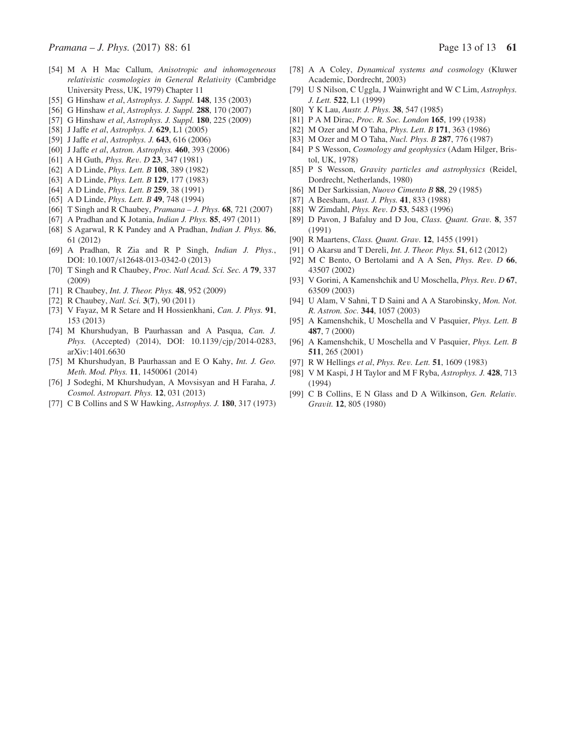[54] M A H Mac Callum, *Anisotropic and inhomogeneous relativistic cosmologies in General Relativity* (Cambridge University Press, UK, 1979) Chapter 11

[55] G Hinshaw *et al*, *Astrophys. J. Suppl.* **148**, 135 (2003)

[56] G Hinshaw *et al*, *Astrophys. J. Suppl.* **288**, 170 (2007)

[57] G Hinshaw *et al*, *Astrophys. J. Suppl.* **180**, 225 (2009)

[58] J Jaffe *et al*, *Astrophys. J.* **629**, L1 (2005)

[59] J Jaffe *et al*, *Astrophys. J.* **643**, 616 (2006)

[60] J Jaffe *et al*, *Astron. Astrophys.* **460**, 393 (2006)

[61] A H Guth, *Phys. Rev. D* **23**, 347 (1981)

[62] A D Linde, *Phys. Lett. B* **108**, 389 (1982)

[63] A D Linde, *Phys. Lett. B* **129**, 177 (1983)

[64] A D Linde, *Phys. Lett. B* **259**, 38 (1991)

[65] A D Linde, *Phys. Lett. B* **49**, 748 (1994)

[66] T Singh and R Chaubey, *Pramana – J. Phys.* **68**, 721 (2007)

[67] A Pradhan and K Jotania, *Indian J. Phys.* **85**, 497 (2011)

[68] S Agarwal, R K Pandey and A Pradhan, *Indian J. Phys.* **86**, 61 (2012)

[69] A Pradhan, R Zia and R P Singh, *Indian J. Phys.*, DOI: 10.1007/s12648-013-0342-0 (2013)

[70] T Singh and R Chaubey, *Proc. Natl Acad. Sci. Sec. A* **79**, 337 (2009)

[71] R Chaubey, *Int. J. Theor. Phys.* **48**, 952 (2009)

[72] R Chaubey, *Natl. Sci.* **3**(**7**), 90 (2011)

[73] V Fayaz, M R Setare and H Hossienkhani, *Can. J. Phys.* **91**, 153 (2013)

[74] M Khurshudyan, B Paurhassan and A Pasqua, *Can. J. Phys.* (Accepted) (2014), DOI: 10.1139/cjp/2014-0283, arXiv:1401.6630

[75] M Khurshudyan, B Paurhassan and E O Kahy, *Int. J. Geo. Meth. Mod. Phys.* **11**, 1450061 (2014)

[76] J Sodeghi, M Khurshudyan, A Movsisyan and H Faraha, *J. Cosmol. Astropart. Phys.* **12**, 031 (2013)

[77] C B Collins and S W Hawking, *Astrophys. J.* **180**, 317 (1973)

[78] A A Coley, *Dynamical systems and cosmology* (Kluwer Academic, Dordrecht, 2003)

[79] U S Nilson, C Uggla, J Wainwright and W C Lim, *Astrophys. J. Lett.* **522**, L1 (1999)

[80] Y K Lau, *Austr. J. Phys.* **38**, 547 (1985)

[81] P A M Dirac, *Proc. R. Soc. London* **165**, 199 (1938)

[82] M Ozer and M O Taha, *Phys. Lett. B* **171**, 363 (1986)

[83] M Ozer and M O Taha, *Nucl. Phys. B* **287**, 776 (1987)

[84] P S Wesson, *Cosmology and geophysics* (Adam Hilger, Bristol, UK, 1978)

[85] P S Wesson, *Gravity particles and astrophysics* (Reidel, Dordrecht, Netherlands, 1980)

[86] M Der Sarkissian, *Nuovo Cimento B* **88**, 29 (1985)

[87] A Beesham, *Aust. J. Phys.* **41**, 833 (1988)

[88] W Zimdahl, *Phys. Rev. D* **53**, 5483 (1996)

[89] D Pavon, J Bafaluy and D Jou, *Class. Quant. Grav.* **8**, 357 (1991)

[90] R Maartens, *Class. Quant. Grav.* **12**, 1455 (1991)

[91] O Akarsu and T Dereli, *Int. J. Theor. Phys.* **51**, 612 (2012)

[92] M C Bento, O Bertolami and A A Sen, *Phys. Rev. D* **66**, 43507 (2002)

[93] V Gorini, A Kamenshchik and U Moschella, *Phys. Rev. D* **67**, 63509 (2003)

[94] U Alam, V Sahni, T D Saini and A A Starobinsky, *Mon. Not. R. Astron. Soc.* **344**, 1057 (2003)

[95] A Kamenshchik, U Moschella and V Pasquier, *Phys. Lett. B* **487**, 7 (2000)

[96] A Kamenshchik, U Moschella and V Pasquier, *Phys. Lett. B* **511**, 265 (2001)

[97] R W Hellings *et al*, *Phys. Rev. Lett.* **51**, 1609 (1983)

[98] V M Kaspi, J H Taylor and M F Ryba, *Astrophys. J.* **428**, 713 (1994)

[99] C B Collins, E N Glass and D A Wilkinson, *Gen. Relativ. Gravit.* **12**, 805 (1980)